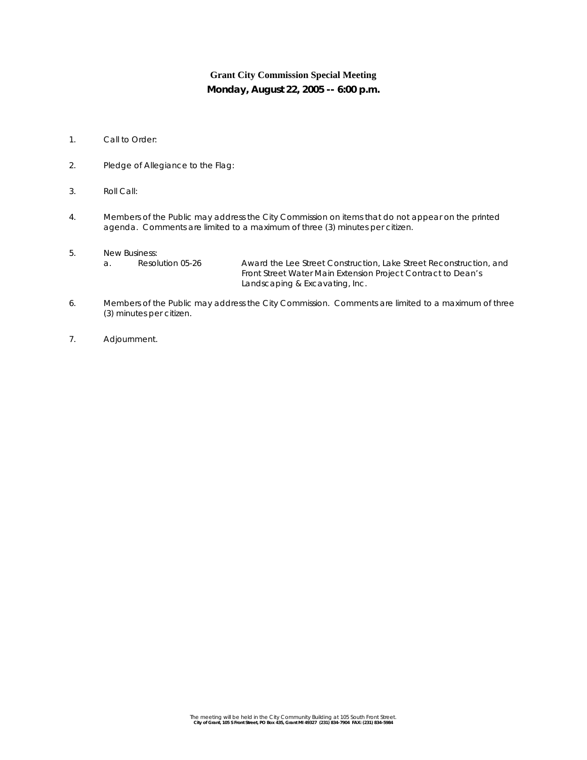# Grant City Commission Special Meeting

## Monday, August 22, 2005 -- 6:00 p.m.

1. Call to Order:

2. Pledge of Allegiance to the Flag:

3. Roll Call:

4. Members of the Public may address the City Commission on items that do not appear on the printed agenda. Comments are limited to a maximum of three (3) minutes per citizen.

5. New Business:
   a. Resolution 05-26 — Award the Lee Street Construction, Lake Street Reconstruction, and Front Street Water Main Extension Project Contract to Dean's Landscaping & Excavating, Inc.

6. Members of the Public may address the City Commission. Comments are limited to a maximum of three (3) minutes per citizen.

7. Adjournment.

The meeting will be held in the City Community Building at 105 South Front Street.
**City of Grant, 105 S Front Street, PO Box 435, Grant MI 49327 (231) 834-7904 FAX: (231) 834-5984**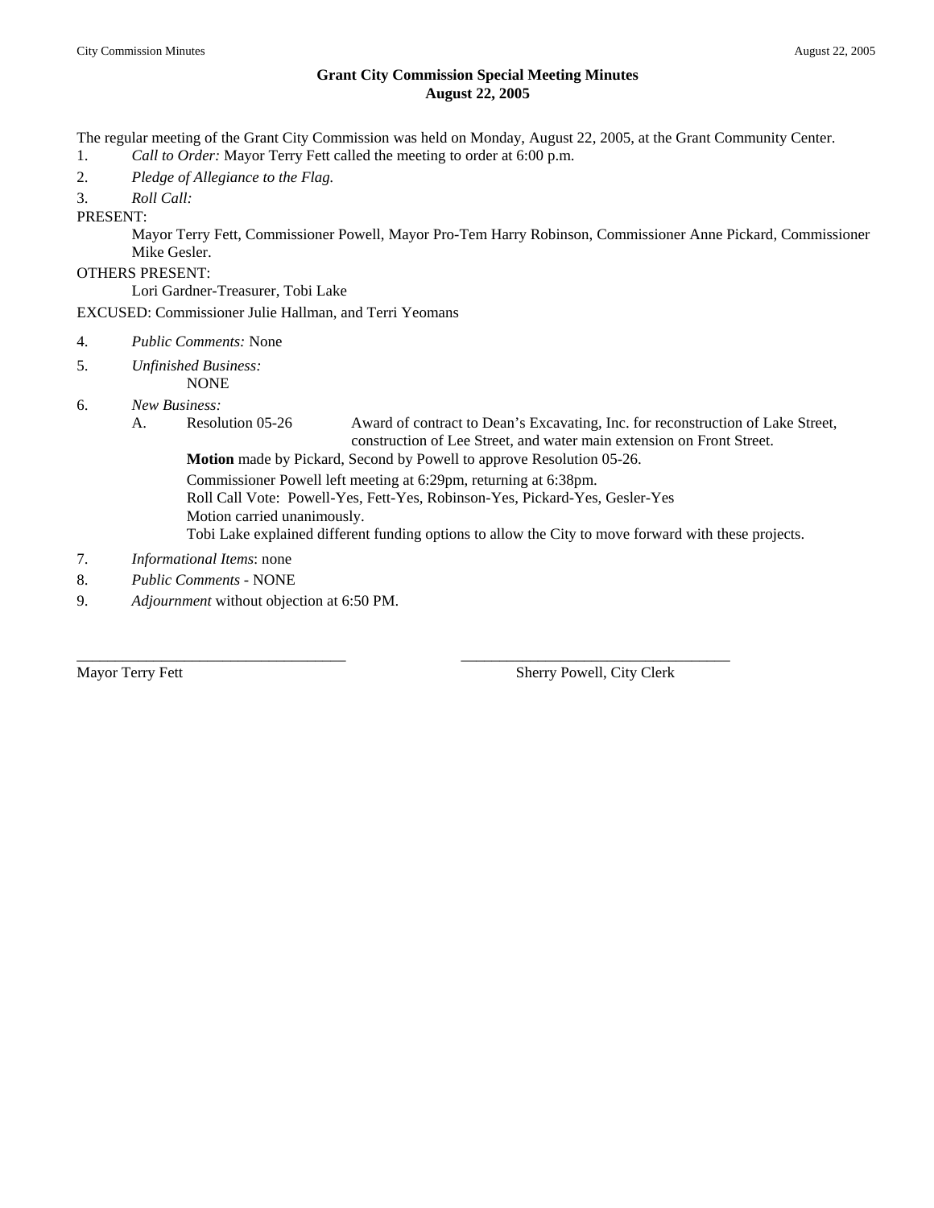**Grant City Commission Special Meeting Minutes**
**August 22, 2005**

The regular meeting of the Grant City Commission was held on Monday, August 22, 2005, at the Grant Community Center.

1. *Call to Order:* Mayor Terry Fett called the meeting to order at 6:00 p.m.
2. *Pledge of Allegiance to the Flag.*
3. *Roll Call:*

PRESENT:

Mayor Terry Fett, Commissioner Powell, Mayor Pro-Tem Harry Robinson, Commissioner Anne Pickard, Commissioner Mike Gesler.

OTHERS PRESENT:

Lori Gardner-Treasurer, Tobi Lake

EXCUSED: Commissioner Julie Hallman, and Terri Yeomans

4. *Public Comments:* None
5. *Unfinished Business:*
   NONE
6. *New Business:*
   A. Resolution 05-26 — Award of contract to Dean's Excavating, Inc. for reconstruction of Lake Street, construction of Lee Street, and water main extension on Front Street.

   **Motion** made by Pickard, Second by Powell to approve Resolution 05-26.

   Commissioner Powell left meeting at 6:29pm, returning at 6:38pm.
   Roll Call Vote: Powell-Yes, Fett-Yes, Robinson-Yes, Pickard-Yes, Gesler-Yes
   Motion carried unanimously.
   Tobi Lake explained different funding options to allow the City to move forward with these projects.
7. *Informational Items*: none
8. *Public Comments* - NONE
9. *Adjournment* without objection at 6:50 PM.

\_\_\_\_\_\_\_\_\_\_\_\_\_\_\_\_\_\_\_\_\_\_\_\_\_\_\_\_\_\_\_\_\_\_\_
Mayor Terry Fett

\_\_\_\_\_\_\_\_\_\_\_\_\_\_\_\_\_\_\_\_\_\_\_\_\_\_\_\_\_\_\_\_\_\_\_
Sherry Powell, City Clerk